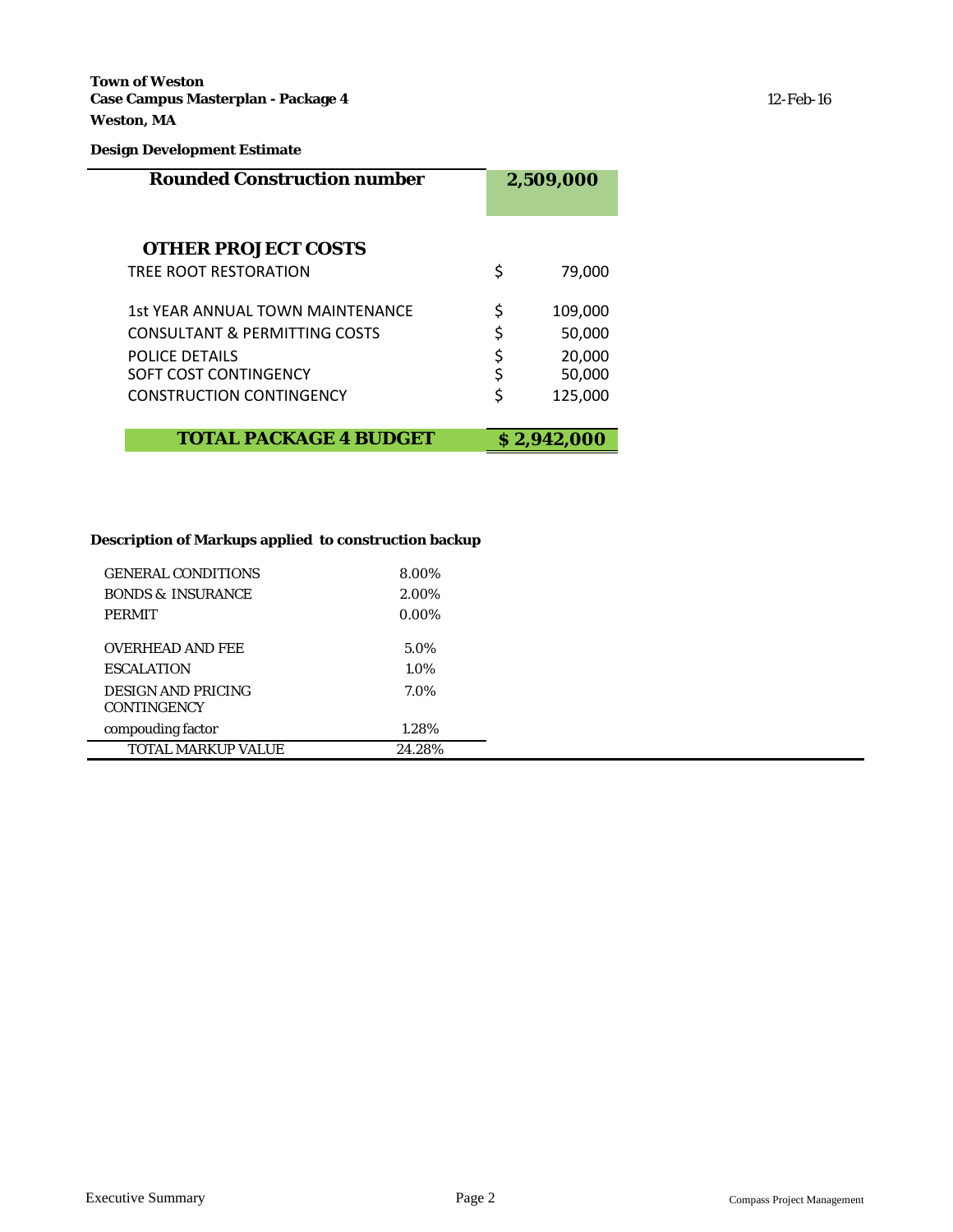**Town of Weston**
**Case Campus Masterplan - Package 4**
**Weston, MA**

12-Feb-16

**Design Development Estimate**

| **Rounded Construction number** | **2,509,000** |
|---|---|
| | |
| **OTHER PROJECT COSTS** | |
| TREE ROOT RESTORATION | $ 79,000 |
| 1st YEAR ANNUAL TOWN MAINTENANCE | $ 109,000 |
| CONSULTANT & PERMITTING COSTS | $ 50,000 |
| POLICE DETAILS | $ 20,000 |
| SOFT COST CONTINGENCY | $ 50,000 |
| CONSTRUCTION CONTINGENCY | $ 125,000 |
| **TOTAL PACKAGE 4 BUDGET** | **$ 2,942,000** |

**Description of Markups applied to construction backup**

| | |
|---|---|
| GENERAL CONDITIONS | 8.00% |
| BONDS & INSURANCE | 2.00% |
| PERMIT | 0.00% |
| OVERHEAD AND FEE | 5.0% |
| ESCALATION | 1.0% |
| DESIGN AND PRICING CONTINGENCY | 7.0% |
| compouding factor | 1.28% |
| TOTAL MARKUP VALUE | 24.28% |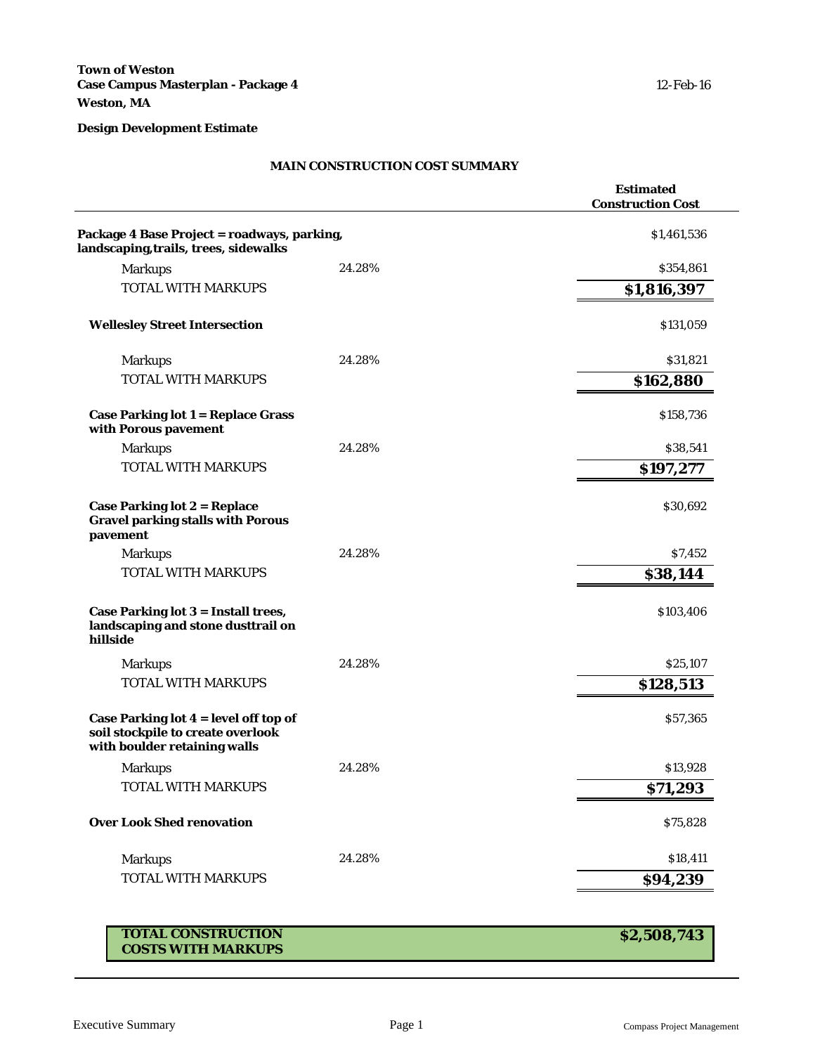**Town of Weston**
**Case Campus Masterplan - Package 4**
**Weston, MA**

12-Feb-16

**Design Development Estimate**

## MAIN CONSTRUCTION COST SUMMARY

| | | Estimated Construction Cost |
|---|---|---|
| **Package 4 Base Project = roadways, parking, landscaping,trails, trees, sidewalks** | | $1,461,536 |
| Markups | 24.28% | $354,861 |
| TOTAL WITH MARKUPS | | **$1,816,397** |
| **Wellesley Street Intersection** | | $131,059 |
| Markups | 24.28% | $31,821 |
| TOTAL WITH MARKUPS | | **$162,880** |
| **Case Parking lot 1 = Replace Grass with Porous pavement** | | $158,736 |
| Markups | 24.28% | $38,541 |
| TOTAL WITH MARKUPS | | **$197,277** |
| **Case Parking lot 2 = Replace Gravel parking stalls with Porous pavement** | | $30,692 |
| Markups | 24.28% | $7,452 |
| TOTAL WITH MARKUPS | | **$38,144** |
| **Case Parking lot 3 = Install trees, landscaping and stone dusttrail on hillside** | | $103,406 |
| Markups | 24.28% | $25,107 |
| TOTAL WITH MARKUPS | | **$128,513** |
| **Case Parking lot 4 = level off top of soil stockpile to create overlook with boulder retaining walls** | | $57,365 |
| Markups | 24.28% | $13,928 |
| TOTAL WITH MARKUPS | | **$71,293** |
| **Over Look Shed renovation** | | $75,828 |
| Markups | 24.28% | $18,411 |
| TOTAL WITH MARKUPS | | **$94,239** |
| **TOTAL CONSTRUCTION COSTS WITH MARKUPS** | | **$2,508,743** |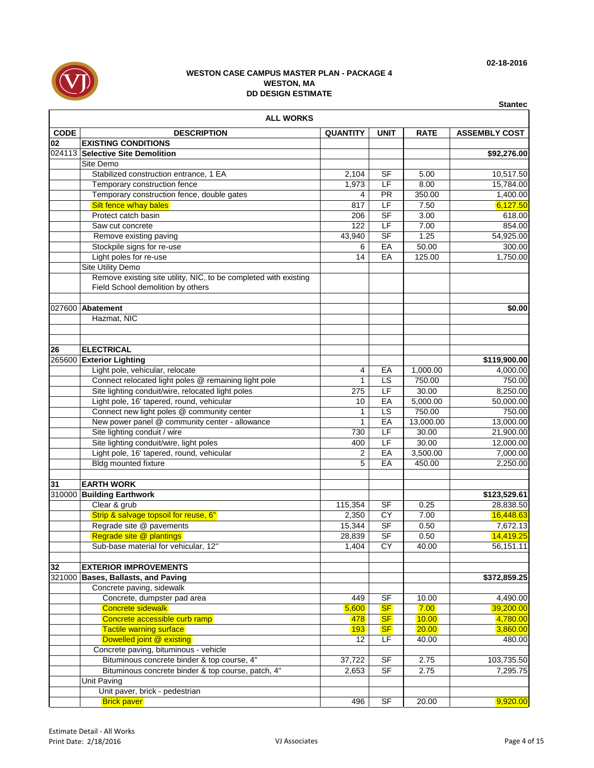02-18-2016

**WESTON CASE CAMPUS MASTER PLAN - PACKAGE 4**
**WESTON, MA**
**DD DESIGN ESTIMATE**

**Stantec**

**ALL WORKS**

| CODE | DESCRIPTION | QUANTITY | UNIT | RATE | ASSEMBLY COST |
|---|---|---|---|---|---|
| **02** | **EXISTING CONDITIONS** | | | | |
| 024113 | **Selective Site Demolition** | | | | **$92,276.00** |
| | Site Demo | | | | |
| | Stabilized construction entrance, 1 EA | 2,104 | SF | 5.00 | 10,517.50 |
| | Temporary construction fence | 1,973 | LF | 8.00 | 15,784.00 |
| | Temporary construction fence, double gates | 4 | PR | 350.00 | 1,400.00 |
| | Silt fence w/hay bales | 817 | LF | 7.50 | 6,127.50 |
| | Protect catch basin | 206 | SF | 3.00 | 618.00 |
| | Saw cut concrete | 122 | LF | 7.00 | 854.00 |
| | Remove existing paving | 43,940 | SF | 1.25 | 54,925.00 |
| | Stockpile signs for re-use | 6 | EA | 50.00 | 300.00 |
| | Light poles for re-use | 14 | EA | 125.00 | 1,750.00 |
| | Site Utility Demo | | | | |
| | Remove existing site utility, NIC, to be completed with existing Field School demolition by others | | | | |
| | | | | | |
| 027600 | **Abatement** | | | | **$0.00** |
| | Hazmat, NIC | | | | |
| | | | | | |
| | | | | | |
| **26** | **ELECTRICAL** | | | | |
| 265600 | **Exterior Lighting** | | | | **$119,900.00** |
| | Light pole, vehicular, relocate | 4 | EA | 1,000.00 | 4,000.00 |
| | Connect relocated light poles @ remaining light pole | 1 | LS | 750.00 | 750.00 |
| | Site lighting conduit/wire, relocated light poles | 275 | LF | 30.00 | 8,250.00 |
| | Light pole, 16' tapered, round, vehicular | 10 | EA | 5,000.00 | 50,000.00 |
| | Connect new light poles @ community center | 1 | LS | 750.00 | 750.00 |
| | New power panel @ community center - allowance | 1 | EA | 13,000.00 | 13,000.00 |
| | Site lighting conduit / wire | 730 | LF | 30.00 | 21,900.00 |
| | Site lighting conduit/wire, light poles | 400 | LF | 30.00 | 12,000.00 |
| | Light pole, 16' tapered, round, vehicular | 2 | EA | 3,500.00 | 7,000.00 |
| | Bldg mounted fixture | 5 | EA | 450.00 | 2,250.00 |
| | | | | | |
| **31** | **EARTH WORK** | | | | |
| 310000 | **Building Earthwork** | | | | **$123,529.61** |
| | Clear & grub | 115,354 | SF | 0.25 | 28,838.50 |
| | Strip & salvage topsoil for reuse, 6" | 2,350 | CY | 7.00 | 16,448.63 |
| | Regrade site @ pavements | 15,344 | SF | 0.50 | 7,672.13 |
| | Regrade site @ plantings | 28,839 | SF | 0.50 | 14,419.25 |
| | Sub-base material for vehicular, 12" | 1,404 | CY | 40.00 | 56,151.11 |
| | | | | | |
| **32** | **EXTERIOR IMPROVEMENTS** | | | | |
| 321000 | **Bases, Ballasts, and Paving** | | | | **$372,859.25** |
| | Concrete paving, sidewalk | | | | |
| | Concrete, dumpster pad area | 449 | SF | 10.00 | 4,490.00 |
| | Concrete sidewalk | 5,600 | SF | 7.00 | 39,200.00 |
| | Concrete accessible curb ramp | 478 | SF | 10.00 | 4,780.00 |
| | Tactile warning surface | 193 | SF | 20.00 | 3,860.00 |
| | Dowelled joint @ existing | 12 | LF | 40.00 | 480.00 |
| | Concrete paving, bituminous - vehicle | | | | |
| | Bituminous concrete binder & top course, 4" | 37,722 | SF | 2.75 | 103,735.50 |
| | Bituminous concrete binder & top course, patch, 4" | 2,653 | SF | 2.75 | 7,295.75 |
| | Unit Paving | | | | |
| | Unit paver, brick - pedestrian | | | | |
| | Brick paver | 496 | SF | 20.00 | 9,920.00 |

Estimate Detail - All Works
Print Date: 2/18/2016

VJ Associates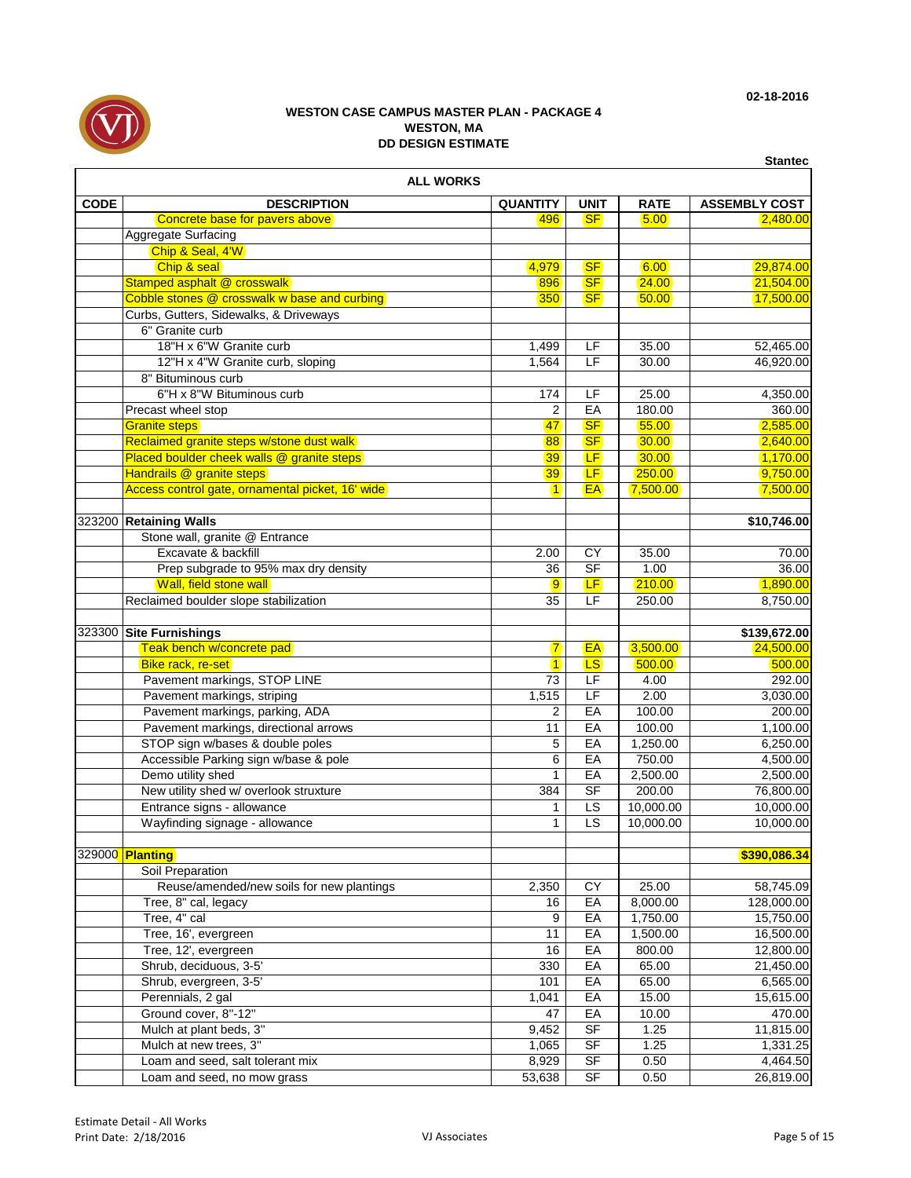02-18-2016

**WESTON CASE CAMPUS MASTER PLAN - PACKAGE 4**
**WESTON, MA**
**DD DESIGN ESTIMATE**

**Stantec**

**ALL WORKS**

| CODE | DESCRIPTION | QUANTITY | UNIT | RATE | ASSEMBLY COST |
|---|---|---|---|---|---|
| | Concrete base for pavers above | 496 | SF | 5.00 | 2,480.00 |
| | Aggregate Surfacing | | | | |
| | Chip & Seal, 4'W | | | | |
| | Chip & seal | 4,979 | SF | 6.00 | 29,874.00 |
| | Stamped asphalt @ crosswalk | 896 | SF | 24.00 | 21,504.00 |
| | Cobble stones @ crosswalk w base and curbing | 350 | SF | 50.00 | 17,500.00 |
| | Curbs, Gutters, Sidewalks, & Driveways | | | | |
| | 6" Granite curb | | | | |
| | 18"H x 6"W Granite curb | 1,499 | LF | 35.00 | 52,465.00 |
| | 12"H x 4"W Granite curb, sloping | 1,564 | LF | 30.00 | 46,920.00 |
| | 8" Bituminous curb | | | | |
| | 6"H x 8"W Bituminous curb | 174 | LF | 25.00 | 4,350.00 |
| | Precast wheel stop | 2 | EA | 180.00 | 360.00 |
| | Granite steps | 47 | SF | 55.00 | 2,585.00 |
| | Reclaimed granite steps w/stone dust walk | 88 | SF | 30.00 | 2,640.00 |
| | Placed boulder cheek walls @ granite steps | 39 | LF | 30.00 | 1,170.00 |
| | Handrails @ granite steps | 39 | LF | 250.00 | 9,750.00 |
| | Access control gate, ornamental picket, 16' wide | 1 | EA | 7,500.00 | 7,500.00 |
| | | | | | |
| 323200 | **Retaining Walls** | | | | **$10,746.00** |
| | Stone wall, granite @ Entrance | | | | |
| | Excavate & backfill | 2.00 | CY | 35.00 | 70.00 |
| | Prep subgrade to 95% max dry density | 36 | SF | 1.00 | 36.00 |
| | Wall, field stone wall | 9 | LF | 210.00 | 1,890.00 |
| | Reclaimed boulder slope stabilization | 35 | LF | 250.00 | 8,750.00 |
| | | | | | |
| 323300 | **Site Furnishings** | | | | **$139,672.00** |
| | Teak bench w/concrete pad | 7 | EA | 3,500.00 | 24,500.00 |
| | Bike rack, re-set | 1 | LS | 500.00 | 500.00 |
| | Pavement markings, STOP LINE | 73 | LF | 4.00 | 292.00 |
| | Pavement markings, striping | 1,515 | LF | 2.00 | 3,030.00 |
| | Pavement markings, parking, ADA | 2 | EA | 100.00 | 200.00 |
| | Pavement markings, directional arrows | 11 | EA | 100.00 | 1,100.00 |
| | STOP sign w/bases & double poles | 5 | EA | 1,250.00 | 6,250.00 |
| | Accessible Parking sign w/base & pole | 6 | EA | 750.00 | 4,500.00 |
| | Demo utility shed | 1 | EA | 2,500.00 | 2,500.00 |
| | New utility shed w/ overlook struxture | 384 | SF | 200.00 | 76,800.00 |
| | Entrance signs - allowance | 1 | LS | 10,000.00 | 10,000.00 |
| | Wayfinding signage - allowance | 1 | LS | 10,000.00 | 10,000.00 |
| | | | | | |
| 329000 | **Planting** | | | | **$390,086.34** |
| | Soil Preparation | | | | |
| | Reuse/amended/new soils for new plantings | 2,350 | CY | 25.00 | 58,745.09 |
| | Tree, 8" cal, legacy | 16 | EA | 8,000.00 | 128,000.00 |
| | Tree, 4" cal | 9 | EA | 1,750.00 | 15,750.00 |
| | Tree, 16', evergreen | 11 | EA | 1,500.00 | 16,500.00 |
| | Tree, 12', evergreen | 16 | EA | 800.00 | 12,800.00 |
| | Shrub, deciduous, 3-5' | 330 | EA | 65.00 | 21,450.00 |
| | Shrub, evergreen, 3-5' | 101 | EA | 65.00 | 6,565.00 |
| | Perennials, 2 gal | 1,041 | EA | 15.00 | 15,615.00 |
| | Ground cover, 8"-12" | 47 | EA | 10.00 | 470.00 |
| | Mulch at plant beds, 3" | 9,452 | SF | 1.25 | 11,815.00 |
| | Mulch at new trees, 3" | 1,065 | SF | 1.25 | 1,331.25 |
| | Loam and seed, salt tolerant mix | 8,929 | SF | 0.50 | 4,464.50 |
| | Loam and seed, no mow grass | 53,638 | SF | 0.50 | 26,819.00 |

Estimate Detail - All Works
Print Date: 2/18/2016

VJ Associates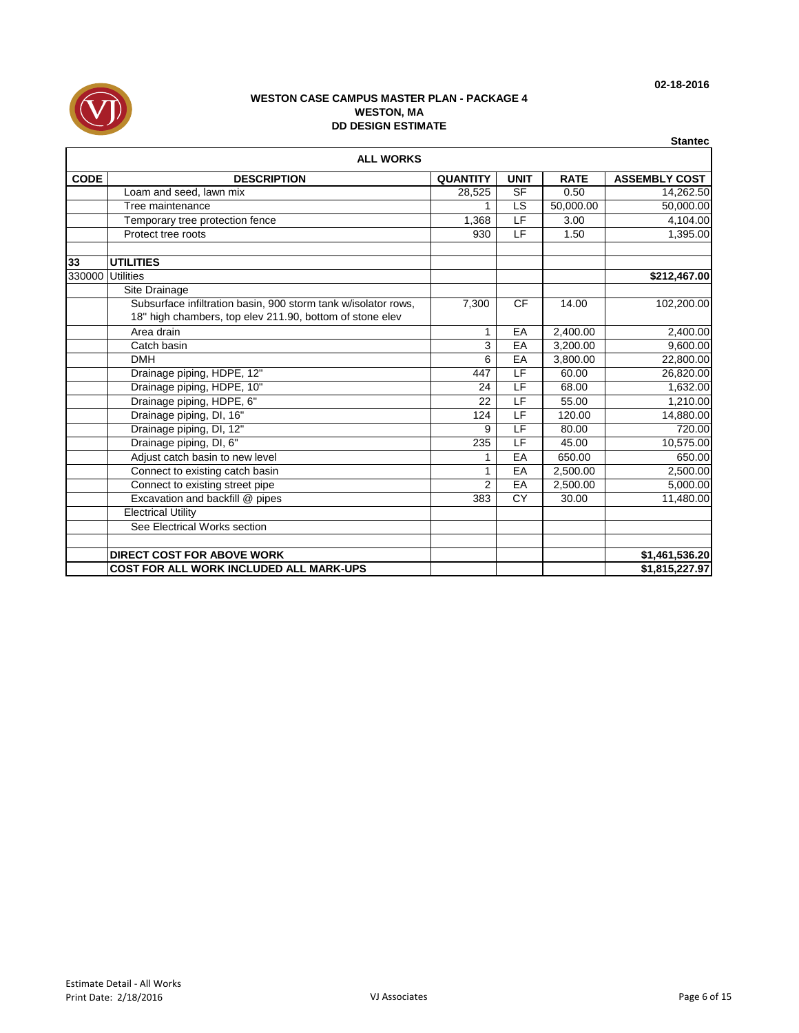02-18-2016

**WESTON CASE CAMPUS MASTER PLAN - PACKAGE 4**
**WESTON, MA**
**DD DESIGN ESTIMATE**

**Stantec**

**ALL WORKS**

| CODE | DESCRIPTION | QUANTITY | UNIT | RATE | ASSEMBLY COST |
|---|---|---|---|---|---|
| | Loam and seed, lawn mix | 28,525 | SF | 0.50 | 14,262.50 |
| | Tree maintenance | 1 | LS | 50,000.00 | 50,000.00 |
| | Temporary tree protection fence | 1,368 | LF | 3.00 | 4,104.00 |
| | Protect tree roots | 930 | LF | 1.50 | 1,395.00 |
| | | | | | |
| **33** | **UTILITIES** | | | | |
| 330000 | Utilities | | | | **$212,467.00** |
| | Site Drainage | | | | |
| | Subsurface infiltration basin, 900 storm tank w/isolator rows, 18" high chambers, top elev 211.90, bottom of stone elev | 7,300 | CF | 14.00 | 102,200.00 |
| | Area drain | 1 | EA | 2,400.00 | 2,400.00 |
| | Catch basin | 3 | EA | 3,200.00 | 9,600.00 |
| | DMH | 6 | EA | 3,800.00 | 22,800.00 |
| | Drainage piping, HDPE, 12" | 447 | LF | 60.00 | 26,820.00 |
| | Drainage piping, HDPE, 10" | 24 | LF | 68.00 | 1,632.00 |
| | Drainage piping, HDPE, 6" | 22 | LF | 55.00 | 1,210.00 |
| | Drainage piping, DI, 16" | 124 | LF | 120.00 | 14,880.00 |
| | Drainage piping, DI, 12" | 9 | LF | 80.00 | 720.00 |
| | Drainage piping, DI, 6" | 235 | LF | 45.00 | 10,575.00 |
| | Adjust catch basin to new level | 1 | EA | 650.00 | 650.00 |
| | Connect to existing catch basin | 1 | EA | 2,500.00 | 2,500.00 |
| | Connect to existing street pipe | 2 | EA | 2,500.00 | 5,000.00 |
| | Excavation and backfill @ pipes | 383 | CY | 30.00 | 11,480.00 |
| | Electrical Utility | | | | |
| | See Electrical Works section | | | | |
| | | | | | |
| | **DIRECT COST FOR ABOVE WORK** | | | | **$1,461,536.20** |
| | **COST FOR ALL WORK INCLUDED ALL MARK-UPS** | | | | **$1,815,227.97** |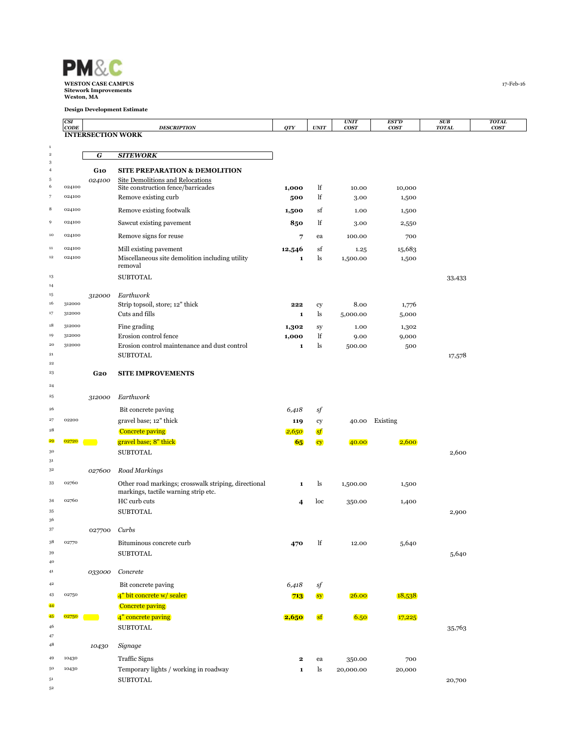**PM&C**

**WESTON CASE CAMPUS**
**Sitework Improvements**
**Weston, MA**

17-Feb-16

**Design Development Estimate**

| | CSI CODE | | DESCRIPTION | QTY | UNIT | UNIT COST | EST'D COST | SUB TOTAL | TOTAL COST |
|---|---|---|---|---|---|---|---|---|---|
| | **INTERSECTION WORK** | | | | | | | | |
| 1 | | | | | | | | | |
| 2 | | ***G*** | ***SITEWORK*** | | | | | | |
| 3 | | | | | | | | | |
| 4 | | **G10** | **SITE PREPARATION & DEMOLITION** | | | | | | |
| 5 | | *024100* | Site Demolitions and Relocations | | | | | | |
| 6 | 024100 | | Site construction fence/barricades | **1,000** | lf | 10.00 | 10,000 | | |
| 7 | 024100 | | Remove existing curb | **500** | lf | 3.00 | 1,500 | | |
| 8 | 024100 | | Remove existing footwalk | **1,500** | sf | 1.00 | 1,500 | | |
| 9 | 024100 | | Sawcut existing pavement | **850** | lf | 3.00 | 2,550 | | |
| 10 | 024100 | | Remove signs for reuse | **7** | ea | 100.00 | 700 | | |
| 11 | 024100 | | Mill existing pavement | **12,546** | sf | 1.25 | 15,683 | | |
| 12 | 024100 | | Miscellaneous site demolition including utility removal | **1** | ls | 1,500.00 | 1,500 | | |
| 13 | | | SUBTOTAL | | | | | 33,433 | |
| 14 | | | | | | | | | |
| 15 | | *312000* | *Earthwork* | | | | | | |
| 16 | 312000 | | Strip topsoil, store; 12" thick | **222** | cy | 8.00 | 1,776 | | |
| 17 | 312000 | | Cuts and fills | **1** | ls | 5,000.00 | 5,000 | | |
| 18 | 312000 | | Fine grading | **1,302** | sy | 1.00 | 1,302 | | |
| 19 | 312000 | | Erosion control fence | **1,000** | lf | 9.00 | 9,000 | | |
| 20 | 312000 | | Erosion control maintenance and dust control | **1** | ls | 500.00 | 500 | | |
| 21 | | | SUBTOTAL | | | | | 17,578 | |
| 22 | | | | | | | | | |
| 23 | | **G20** | **SITE IMPROVEMENTS** | | | | | | |
| 24 | | | | | | | | | |
| 25 | | *312000* | *Earthwork* | | | | | | |
| 26 | | | Bit concrete paving | *6,418* | *sf* | | | | |
| 27 | 02200 | | gravel base; 12" thick | **119** | cy | 40.00 | Existing | | |
| 28 | | | Concrete paving | *2,650* | *sf* | | | | |
| 29 | 02720 | | gravel base; 8" thick | **65** | cy | 40.00 | 2,600 | | |
| 30 | | | SUBTOTAL | | | | | 2,600 | |
| 31 | | | | | | | | | |
| 32 | | *027600* | *Road Markings* | | | | | | |
| 33 | 02760 | | Other road markings; crosswalk striping, directional markings, tactile warning strip etc. | **1** | ls | 1,500.00 | 1,500 | | |
| 34 | 02760 | | HC curb cuts | **4** | loc | 350.00 | 1,400 | | |
| 35 | | | SUBTOTAL | | | | | 2,900 | |
| 36 | | | | | | | | | |
| 37 | | 027700 | *Curbs* | | | | | | |
| 38 | 02770 | | Bituminous concrete curb | **470** | lf | 12.00 | 5,640 | | |
| 39 | | | SUBTOTAL | | | | | 5,640 | |
| 40 | | | | | | | | | |
| 41 | | *033000* | *Concrete* | | | | | | |
| 42 | | | Bit concrete paving | *6,418* | *sf* | | | | |
| 43 | 02750 | | 4" bit concrete w/ sealer | **713** | sy | 26.00 | 18,538 | | |
| 44 | | | Concrete paving | | | | | | |
| 45 | 02750 | | 4" concrete paving | **2,650** | sf | 6.50 | 17,225 | | |
| 46 | | | SUBTOTAL | | | | | 35,763 | |
| 47 | | | | | | | | | |
| 48 | | *10430* | *Signage* | | | | | | |
| 49 | 10430 | | Traffic Signs | **2** | ea | 350.00 | 700 | | |
| 50 | 10430 | | Temporary lights / working in roadway | **1** | ls | 20,000.00 | 20,000 | | |
| 51 | | | SUBTOTAL | | | | | 20,700 | |
| 52 | | | | | | | | | |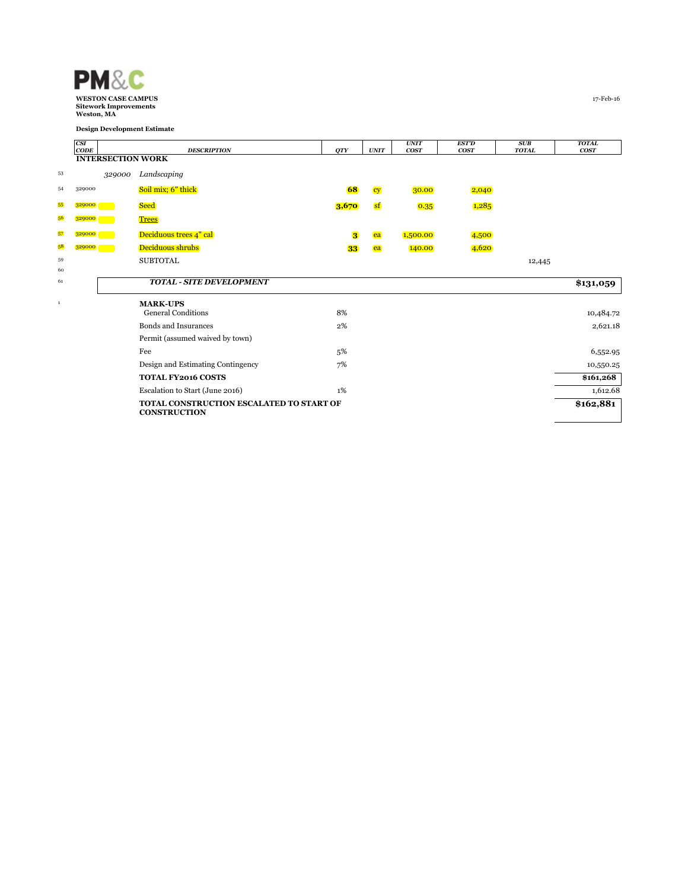**PM&C**

**WESTON CASE CAMPUS**
**Sitework Improvements**
**Weston, MA**

**Design Development Estimate**

17-Feb-16

| | CSI CODE | | DESCRIPTION | QTY | UNIT | UNIT COST | EST'D COST | SUB TOTAL | TOTAL COST |
|---|---|---|---|---|---|---|---|---|---|
| | **INTERSECTION WORK** | | | | | | | | |
| 53 | | *329000* | *Landscaping* | | | | | | |
| 54 | 329000 | | Soil mix; 6" thick | **68** | cy | 30.00 | 2,040 | | |
| 55 | 329000 | | Seed | **3,670** | sf | 0.35 | 1,285 | | |
| 56 | 329000 | | Trees | | | | | | |
| 57 | 329000 | | Deciduous trees 4" cal | **3** | ea | 1,500.00 | 4,500 | | |
| 58 | 329000 | | Deciduous shrubs | **33** | ea | 140.00 | 4,620 | | |
| 59 | | | SUBTOTAL | | | | | 12,445 | |
| 60 | | | | | | | | | |
| 61 | | | ***TOTAL - SITE DEVELOPMENT*** | | | | | | **$131,059** |

| | | | |
|---|---|---|---|
| 1 | **MARK-UPS** | | |
| | General Conditions | 8% | 10,484.72 |
| | Bonds and Insurances | 2% | 2,621.18 |
| | Permit (assumed waived by town) | | |
| | Fee | 5% | 6,552.95 |
| | Design and Estimating Contingency | 7% | 10,550.25 |
| | **TOTAL FY2016 COSTS** | | **$161,268** |
| | Escalation to Start (June 2016) | 1% | 1,612.68 |
| | **TOTAL CONSTRUCTION ESCALATED TO START OF CONSTRUCTION** | | **$162,881** |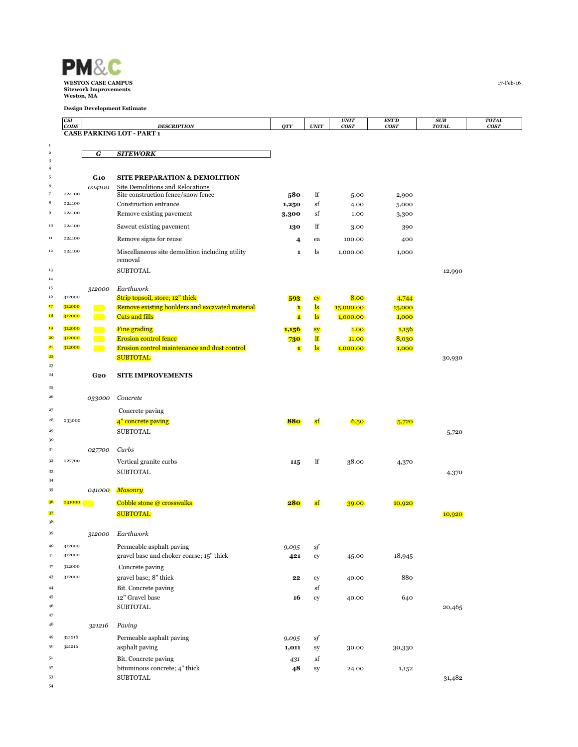**PM&C**

**WESTON CASE CAMPUS**
**Sitework Improvements**
**Weston, MA**

17-Feb-16

**Design Development Estimate**

| | CSI CODE | | DESCRIPTION | QTY | UNIT | UNIT COST | EST'D COST | SUB TOTAL | TOTAL COST |
|---|---|---|---|---|---|---|---|---|---|
| | **CASE PARKING LOT - PART 1** | | | | | | | | |
| 1 | | | | | | | | | |
| 2 | | ***G*** | ***SITEWORK*** | | | | | | |
| 3 | | | | | | | | | |
| 4 | | | | | | | | | |
| 5 | | **G10** | **SITE PREPARATION & DEMOLITION** | | | | | | |
| 6 | | *024100* | Site Demolitions and Relocations | | | | | | |
| 7 | 024100 | | Site construction fence/snow fence | **580** | lf | 5.00 | 2,900 | | |
| 8 | 024100 | | Construction entrance | **1,250** | sf | 4.00 | 5,000 | | |
| 9 | 024100 | | Remove existing pavement | **3,300** | sf | 1.00 | 3,300 | | |
| 10 | 024100 | | Sawcut existing pavement | **130** | lf | 3.00 | 390 | | |
| 11 | 024100 | | Remove signs for reuse | **4** | ea | 100.00 | 400 | | |
| 12 | 024100 | | Miscellaneous site demolition including utility removal | **1** | ls | 1,000.00 | 1,000 | | |
| 13 | | | SUBTOTAL | | | | | 12,990 | |
| 14 | | | | | | | | | |
| 15 | | *312000* | *Earthwork* | | | | | | |
| 16 | 312000 | | Strip topsoil, store; 12" thick | **593** | cy | 8.00 | 4,744 | | |
| 17 | 312000 | | Remove existing boulders and excavated material | **1** | ls | 15,000.00 | 15,000 | | |
| 18 | 312000 | | Cuts and fills | **1** | ls | 1,000.00 | 1,000 | | |
| 19 | 312000 | | Fine grading | **1,156** | sy | 1.00 | 1,156 | | |
| 20 | 312000 | | Erosion control fence | **730** | lf | 11.00 | 8,030 | | |
| 21 | 312000 | | Erosion control maintenance and dust control | **1** | ls | 1,000.00 | 1,000 | | |
| 22 | | | SUBTOTAL | | | | | 30,930 | |
| 23 | | | | | | | | | |
| 24 | | **G20** | **SITE IMPROVEMENTS** | | | | | | |
| 25 | | | | | | | | | |
| 26 | | *033000* | *Concrete* | | | | | | |
| 27 | | | Concrete paving | | | | | | |
| 28 | 033000 | | 4" concrete paving | **880** | sf | 6.50 | 5,720 | | |
| 29 | | | SUBTOTAL | | | | | 5,720 | |
| 30 | | | | | | | | | |
| 31 | | *027700* | *Curbs* | | | | | | |
| 32 | 027700 | | Vertical granite curbs | **115** | lf | 38.00 | 4,370 | | |
| 33 | | | SUBTOTAL | | | | | 4,370 | |
| 34 | | | | | | | | | |
| 35 | | *041000* | *Masonry* | | | | | | |
| 36 | 041000 | | Cobble stone @ crosswalks | **280** | sf | 39.00 | 10,920 | | |
| 37 | | | SUBTOTAL | | | | | 10,920 | |
| 38 | | | | | | | | | |
| 39 | | *312000* | *Earthwork* | | | | | | |
| 40 | 312000 | | Permeable asphalt paving | *9,095* | *sf* | | | | |
| 41 | 312000 | | gravel base and choker coarse; 15" thick | **421** | cy | 45.00 | 18,945 | | |
| 42 | 312000 | | Concrete paving | | | | | | |
| 43 | 312000 | | gravel base; 8" thick | **22** | cy | 40.00 | 880 | | |
| 44 | | | Bit. Concrete paving | | sf | | | | |
| 45 | | | 12" Gravel base | **16** | cy | 40.00 | 640 | | |
| 46 | | | SUBTOTAL | | | | | 20,465 | |
| 47 | | | | | | | | | |
| 48 | | *321216* | *Paving* | | | | | | |
| 49 | 321216 | | Permeable asphalt paving | *9,095* | *sf* | | | | |
| 50 | 321216 | | asphalt paving | **1,011** | sy | 30.00 | 30,330 | | |
| 51 | | | Bit. Concrete paving | *431* | sf | | | | |
| 52 | | | bituminous concrete; 4" thick | **48** | sy | 24.00 | 1,152 | | |
| 53 | | | SUBTOTAL | | | | | 31,482 | |
| 54 | | | | | | | | | |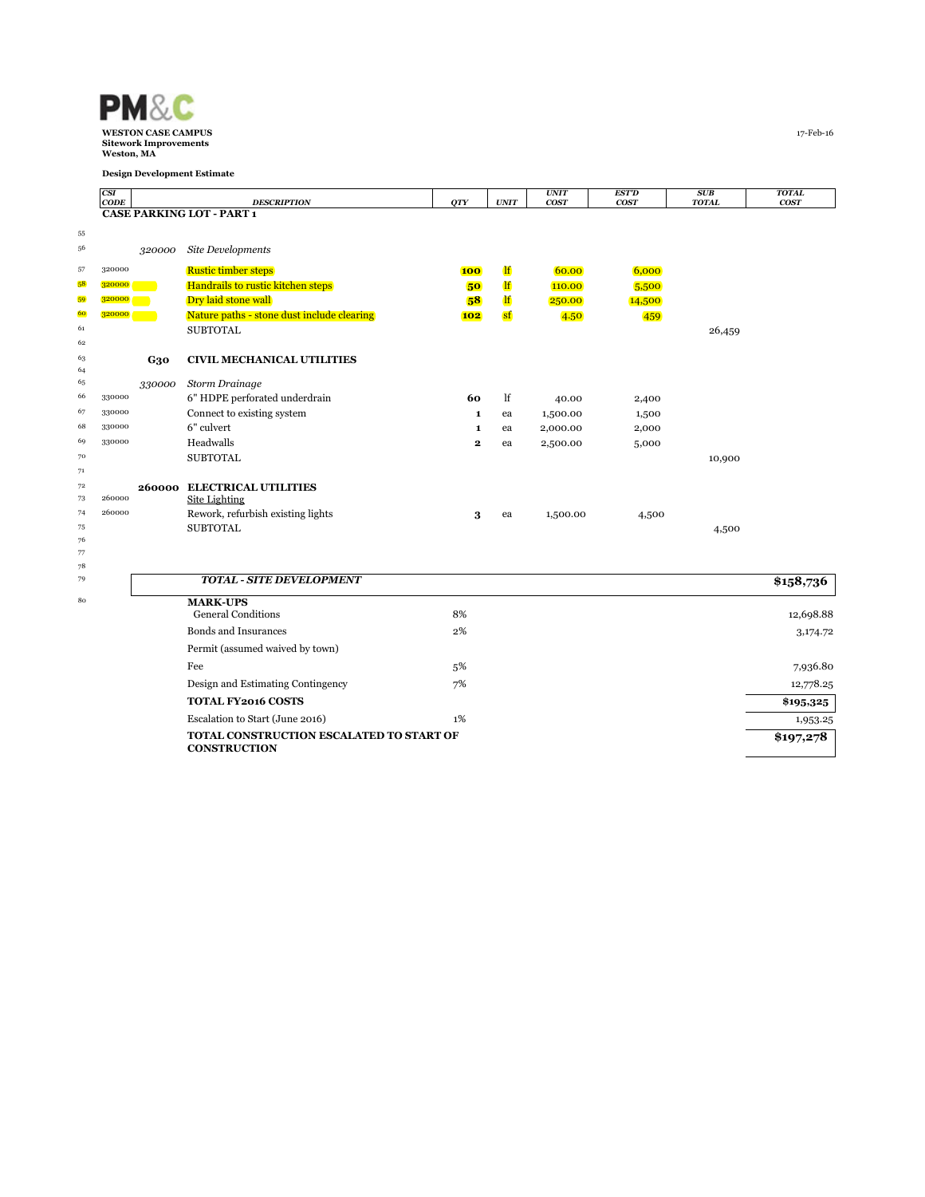**PM&C**

**WESTON CASE CAMPUS**
**Sitework Improvements**
**Weston, MA**

17-Feb-16

**Design Development Estimate**

| | CSI CODE | | DESCRIPTION | QTY | UNIT | UNIT COST | EST'D COST | SUB TOTAL | TOTAL COST |
|---|---|---|---|---|---|---|---|---|---|
| | | | **CASE PARKING LOT - PART 1** | | | | | | |
| 55 | | | | | | | | | |
| 56 | | *320000* | *Site Developments* | | | | | | |
| 57 | 320000 | | Rustic timber steps | **100** | lf | 60.00 | 6,000 | | |
| 58 | 320000 | | Handrails to rustic kitchen steps | **50** | lf | 110.00 | 5,500 | | |
| 59 | 320000 | | Dry laid stone wall | **58** | lf | 250.00 | 14,500 | | |
| 60 | 320000 | | Nature paths - stone dust include clearing | **102** | sf | 4.50 | 459 | | |
| 61 | | | SUBTOTAL | | | | | 26,459 | |
| 62 | | | | | | | | | |
| 63 | | **G30** | **CIVIL MECHANICAL UTILITIES** | | | | | | |
| 64 | | | | | | | | | |
| 65 | | *330000* | *Storm Drainage* | | | | | | |
| 66 | 330000 | | 6" HDPE perforated underdrain | **60** | lf | 40.00 | 2,400 | | |
| 67 | 330000 | | Connect to existing system | **1** | ea | 1,500.00 | 1,500 | | |
| 68 | 330000 | | 6" culvert | **1** | ea | 2,000.00 | 2,000 | | |
| 69 | 330000 | | Headwalls | **2** | ea | 2,500.00 | 5,000 | | |
| 70 | | | SUBTOTAL | | | | | 10,900 | |
| 71 | | | | | | | | | |
| 72 | | **260000** | **ELECTRICAL UTILITIES** | | | | | | |
| 73 | 260000 | | Site Lighting | | | | | | |
| 74 | 260000 | | Rework, refurbish existing lights | **3** | ea | 1,500.00 | 4,500 | | |
| 75 | | | SUBTOTAL | | | | | 4,500 | |
| 76 | | | | | | | | | |
| 77 | | | | | | | | | |
| 78 | | | | | | | | | |
| 79 | | | ***TOTAL - SITE DEVELOPMENT*** | | | | | | **$158,736** |
| 80 | | | **MARK-UPS** | | | | | | |
| | | | General Conditions | 8% | | | | | 12,698.88 |
| | | | Bonds and Insurances | 2% | | | | | 3,174.72 |
| | | | Permit (assumed waived by town) | | | | | | |
| | | | Fee | 5% | | | | | 7,936.80 |
| | | | Design and Estimating Contingency | 7% | | | | | 12,778.25 |
| | | | **TOTAL FY2016 COSTS** | | | | | | **$195,325** |
| | | | Escalation to Start (June 2016) | 1% | | | | | 1,953.25 |
| | | | **TOTAL CONSTRUCTION ESCALATED TO START OF CONSTRUCTION** | | | | | | **$197,278** |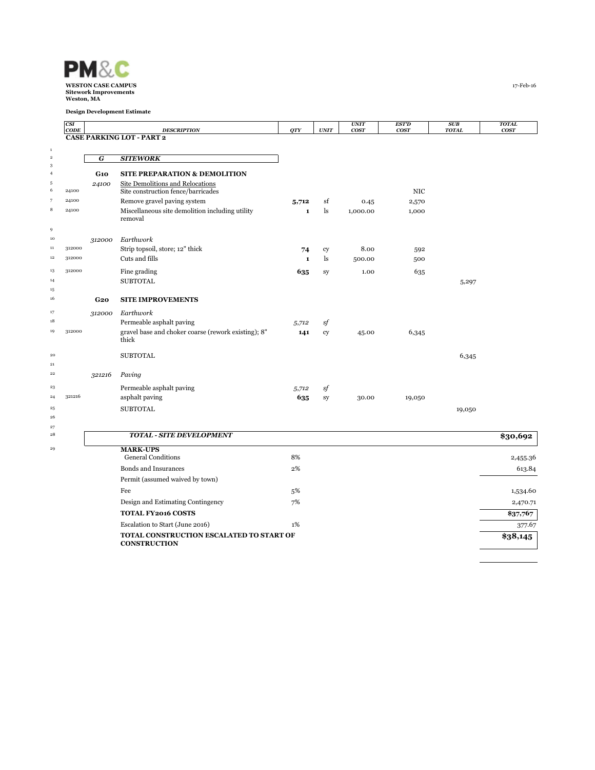**PM&C**

**WESTON CASE CAMPUS**
**Sitework Improvements**
**Weston, MA**

17-Feb-16

**Design Development Estimate**

| | CSI CODE | | DESCRIPTION | QTY | UNIT | UNIT COST | EST'D COST | SUB TOTAL | TOTAL COST |
|---|---|---|---|---|---|---|---|---|---|
| | **CASE PARKING LOT - PART 2** | | | | | | | | |
| 1 | | | | | | | | | |
| 2 | | ***G*** | ***SITEWORK*** | | | | | | |
| 3 | | | | | | | | | |
| 4 | | **G10** | **SITE PREPARATION & DEMOLITION** | | | | | | |
| 5 | | *24100* | Site Demolitions and Relocations | | | | | | |
| 6 | 24100 | | Site construction fence/barricades | | | | NIC | | |
| 7 | 24100 | | Remove gravel paving system | **5,712** | sf | 0.45 | 2,570 | | |
| 8 | 24100 | | Miscellaneous site demolition including utility removal | **1** | ls | 1,000.00 | 1,000 | | |
| 9 | | | | | | | | | |
| 10 | | *312000* | *Earthwork* | | | | | | |
| 11 | 312000 | | Strip topsoil, store; 12" thick | **74** | cy | 8.00 | 592 | | |
| 12 | 312000 | | Cuts and fills | **1** | ls | 500.00 | 500 | | |
| 13 | 312000 | | Fine grading | **635** | sy | 1.00 | 635 | | |
| 14 | | | SUBTOTAL | | | | | 5,297 | |
| 15 | | | | | | | | | |
| 16 | | **G20** | **SITE IMPROVEMENTS** | | | | | | |
| 17 | | *312000* | *Earthwork* | | | | | | |
| 18 | | | Permeable asphalt paving | *5,712* | *sf* | | | | |
| 19 | 312000 | | gravel base and choker coarse (rework existing); 8" thick | **141** | cy | 45.00 | 6,345 | | |
| 20 | | | SUBTOTAL | | | | | 6,345 | |
| 21 | | | | | | | | | |
| 22 | | *321216* | *Paving* | | | | | | |
| 23 | | | Permeable asphalt paving | *5,712* | *sf* | | | | |
| 24 | 321216 | | asphalt paving | **635** | sy | 30.00 | 19,050 | | |
| 25 | | | SUBTOTAL | | | | | 19,050 | |
| 26 | | | | | | | | | |
| 27 | | | | | | | | | |
| 28 | | | ***TOTAL - SITE DEVELOPMENT*** | | | | | | **$30,692** |
| 29 | | | **MARK-UPS** | | | | | | |
| | | | General Conditions | 8% | | | | | 2,455.36 |
| | | | Bonds and Insurances | 2% | | | | | 613.84 |
| | | | Permit (assumed waived by town) | | | | | | |
| | | | Fee | 5% | | | | | 1,534.60 |
| | | | Design and Estimating Contingency | 7% | | | | | 2,470.71 |
| | | | **TOTAL FY2016 COSTS** | | | | | | **$37,767** |
| | | | Escalation to Start (June 2016) | 1% | | | | | 377.67 |
| | | | **TOTAL CONSTRUCTION ESCALATED TO START OF CONSTRUCTION** | | | | | | **$38,145** |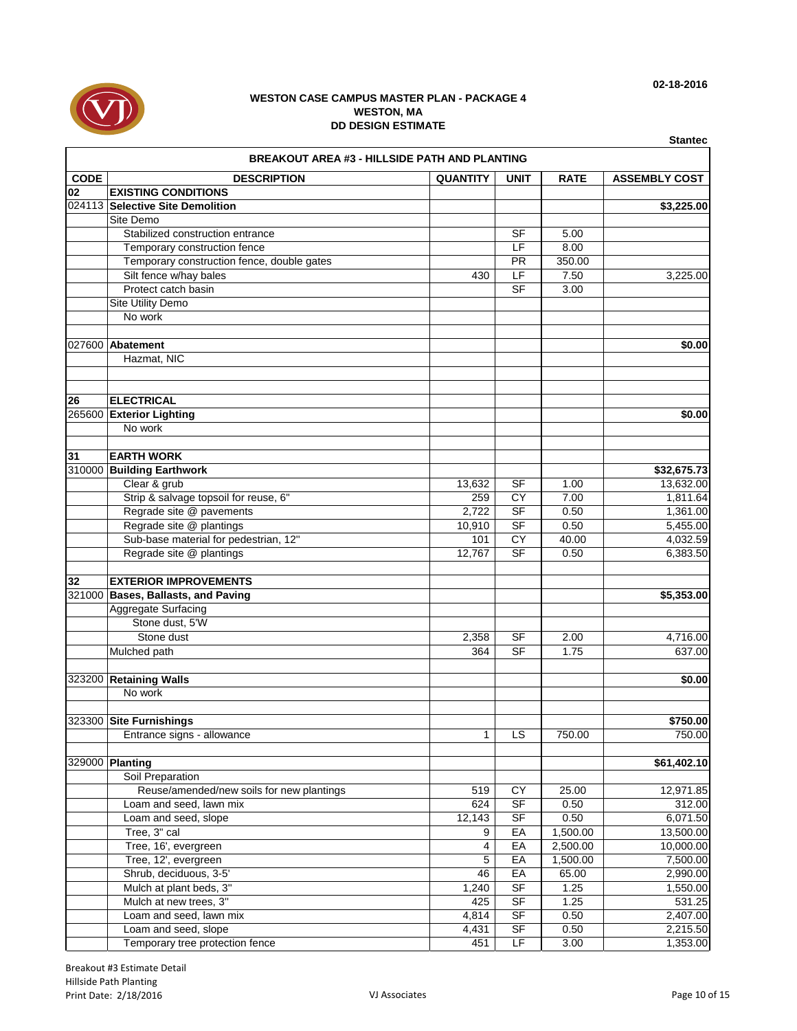02-18-2016

**WESTON CASE CAMPUS MASTER PLAN - PACKAGE 4**
**WESTON, MA**
**DD DESIGN ESTIMATE**

**Stantec**

| BREAKOUT AREA #3 - HILLSIDE PATH AND PLANTING | | | | | |
|---|---|---|---|---|---|
| **CODE** | **DESCRIPTION** | **QUANTITY** | **UNIT** | **RATE** | **ASSEMBLY COST** |
| **02** | **EXISTING CONDITIONS** | | | | |
| 024113 | **Selective Site Demolition** | | | | **$3,225.00** |
| | Site Demo | | | | |
| | Stabilized construction entrance | | SF | 5.00 | |
| | Temporary construction fence | | LF | 8.00 | |
| | Temporary construction fence, double gates | | PR | 350.00 | |
| | Silt fence w/hay bales | 430 | LF | 7.50 | 3,225.00 |
| | Protect catch basin | | SF | 3.00 | |
| | Site Utility Demo | | | | |
| | No work | | | | |
| | | | | | |
| 027600 | **Abatement** | | | | **$0.00** |
| | Hazmat, NIC | | | | |
| | | | | | |
| | | | | | |
| **26** | **ELECTRICAL** | | | | |
| 265600 | **Exterior Lighting** | | | | **$0.00** |
| | No work | | | | |
| | | | | | |
| **31** | **EARTH WORK** | | | | |
| 310000 | **Building Earthwork** | | | | **$32,675.73** |
| | Clear & grub | 13,632 | SF | 1.00 | 13,632.00 |
| | Strip & salvage topsoil for reuse, 6" | 259 | CY | 7.00 | 1,811.64 |
| | Regrade site @ pavements | 2,722 | SF | 0.50 | 1,361.00 |
| | Regrade site @ plantings | 10,910 | SF | 0.50 | 5,455.00 |
| | Sub-base material for pedestrian, 12" | 101 | CY | 40.00 | 4,032.59 |
| | Regrade site @ plantings | 12,767 | SF | 0.50 | 6,383.50 |
| | | | | | |
| **32** | **EXTERIOR IMPROVEMENTS** | | | | |
| 321000 | **Bases, Ballasts, and Paving** | | | | **$5,353.00** |
| | Aggregate Surfacing | | | | |
| | Stone dust, 5'W | | | | |
| | Stone dust | 2,358 | SF | 2.00 | 4,716.00 |
| | Mulched path | 364 | SF | 1.75 | 637.00 |
| | | | | | |
| 323200 | **Retaining Walls** | | | | **$0.00** |
| | No work | | | | |
| | | | | | |
| 323300 | **Site Furnishings** | | | | **$750.00** |
| | Entrance signs - allowance | 1 | LS | 750.00 | 750.00 |
| | | | | | |
| 329000 | **Planting** | | | | **$61,402.10** |
| | Soil Preparation | | | | |
| | Reuse/amended/new soils for new plantings | 519 | CY | 25.00 | 12,971.85 |
| | Loam and seed, lawn mix | 624 | SF | 0.50 | 312.00 |
| | Loam and seed, slope | 12,143 | SF | 0.50 | 6,071.50 |
| | Tree, 3" cal | 9 | EA | 1,500.00 | 13,500.00 |
| | Tree, 16', evergreen | 4 | EA | 2,500.00 | 10,000.00 |
| | Tree, 12', evergreen | 5 | EA | 1,500.00 | 7,500.00 |
| | Shrub, deciduous, 3-5' | 46 | EA | 65.00 | 2,990.00 |
| | Mulch at plant beds, 3" | 1,240 | SF | 1.25 | 1,550.00 |
| | Mulch at new trees, 3" | 425 | SF | 1.25 | 531.25 |
| | Loam and seed, lawn mix | 4,814 | SF | 0.50 | 2,407.00 |
| | Loam and seed, slope | 4,431 | SF | 0.50 | 2,215.50 |
| | Temporary tree protection fence | 451 | LF | 3.00 | 1,353.00 |

Breakout #3 Estimate Detail
Hillside Path Planting
Print Date: 2/18/2016

VJ Associates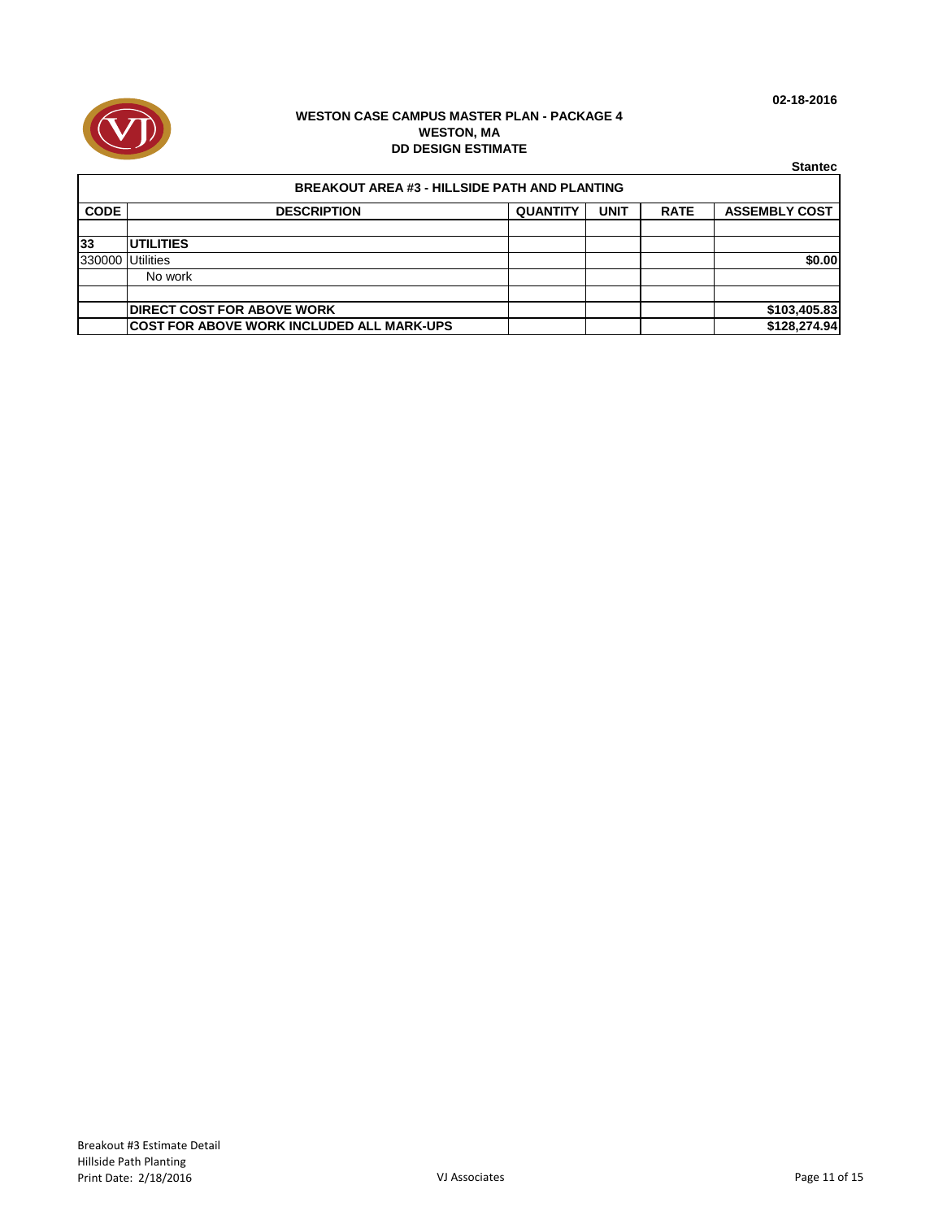02-18-2016

**WESTON CASE CAMPUS MASTER PLAN - PACKAGE 4**
**WESTON, MA**
**DD DESIGN ESTIMATE**

**Stantec**

| BREAKOUT AREA #3 - HILLSIDE PATH AND PLANTING | | | | | |
|---|---|---|---|---|---|
| **CODE** | **DESCRIPTION** | **QUANTITY** | **UNIT** | **RATE** | **ASSEMBLY COST** |
| | | | | | |
| **33** | **UTILITIES** | | | | |
| 330000 | Utilities | | | | **$0.00** |
| | No work | | | | |
| | | | | | |
| | **DIRECT COST FOR ABOVE WORK** | | | | **$103,405.83** |
| | **COST FOR ABOVE WORK INCLUDED ALL MARK-UPS** | | | | **$128,274.94** |

Breakout #3 Estimate Detail
Hillside Path Planting
Print Date: 2/18/2016
VJ Associates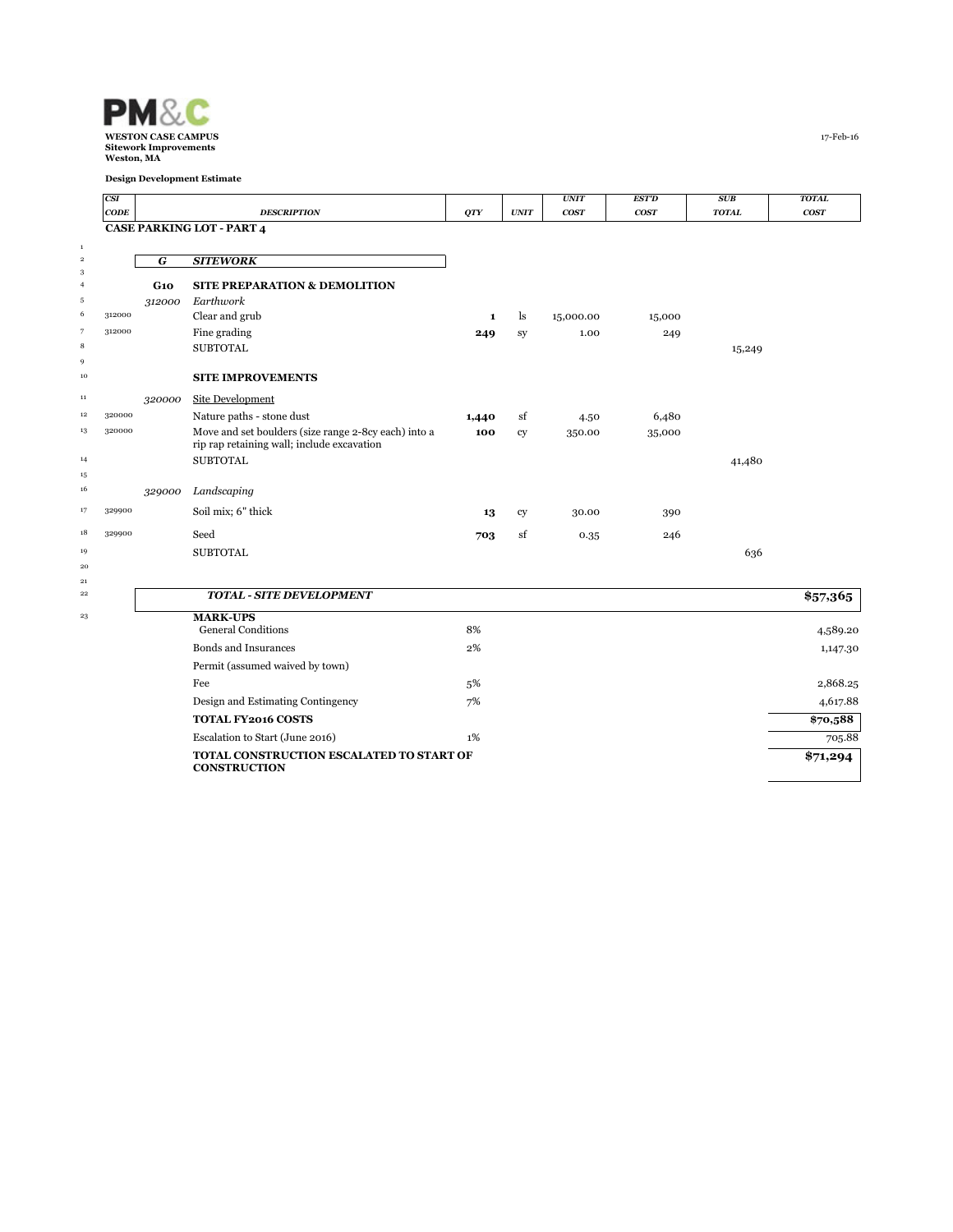PM&C

**WESTON CASE CAMPUS**
**Sitework Improvements**
**Weston, MA**

17-Feb-16

**Design Development Estimate**

| | CSI CODE | | DESCRIPTION | QTY | UNIT | UNIT COST | EST'D COST | SUB TOTAL | TOTAL COST |
|---|---|---|---|---|---|---|---|---|---|
| | | | **CASE PARKING LOT - PART 4** | | | | | | |
| 1 | | | | | | | | | |
| 2 | | ***G*** | ***SITEWORK*** | | | | | | |
| 3 | | | | | | | | | |
| 4 | | **G10** | **SITE PREPARATION & DEMOLITION** | | | | | | |
| 5 | | *312000* | *Earthwork* | | | | | | |
| 6 | 312000 | | Clear and grub | **1** | ls | 15,000.00 | 15,000 | | |
| 7 | 312000 | | Fine grading | **249** | sy | 1.00 | 249 | | |
| 8 | | | SUBTOTAL | | | | | 15,249 | |
| 9 | | | | | | | | | |
| 10 | | | **SITE IMPROVEMENTS** | | | | | | |
| 11 | | *320000* | Site Development | | | | | | |
| 12 | 320000 | | Nature paths - stone dust | **1,440** | sf | 4.50 | 6,480 | | |
| 13 | 320000 | | Move and set boulders (size range 2-8cy each) into a rip rap retaining wall; include excavation | **100** | cy | 350.00 | 35,000 | | |
| 14 | | | SUBTOTAL | | | | | 41,480 | |
| 15 | | | | | | | | | |
| 16 | | *329000* | *Landscaping* | | | | | | |
| 17 | 329900 | | Soil mix; 6" thick | **13** | cy | 30.00 | 390 | | |
| 18 | 329900 | | Seed | **703** | sf | 0.35 | 246 | | |
| 19 | | | SUBTOTAL | | | | | 636 | |
| 20 | | | | | | | | | |
| 21 | | | | | | | | | |
| 22 | | | ***TOTAL - SITE DEVELOPMENT*** | | | | | | **$57,365** |
| 23 | | | **MARK-UPS** | | | | | | |
| | | | General Conditions | 8% | | | | | 4,589.20 |
| | | | Bonds and Insurances | 2% | | | | | 1,147.30 |
| | | | Permit (assumed waived by town) | | | | | | |
| | | | Fee | 5% | | | | | 2,868.25 |
| | | | Design and Estimating Contingency | 7% | | | | | 4,617.88 |
| | | | **TOTAL FY2016 COSTS** | | | | | | **$70,588** |
| | | | Escalation to Start (June 2016) | 1% | | | | | 705.88 |
| | | | **TOTAL CONSTRUCTION ESCALATED TO START OF CONSTRUCTION** | | | | | | **$71,294** |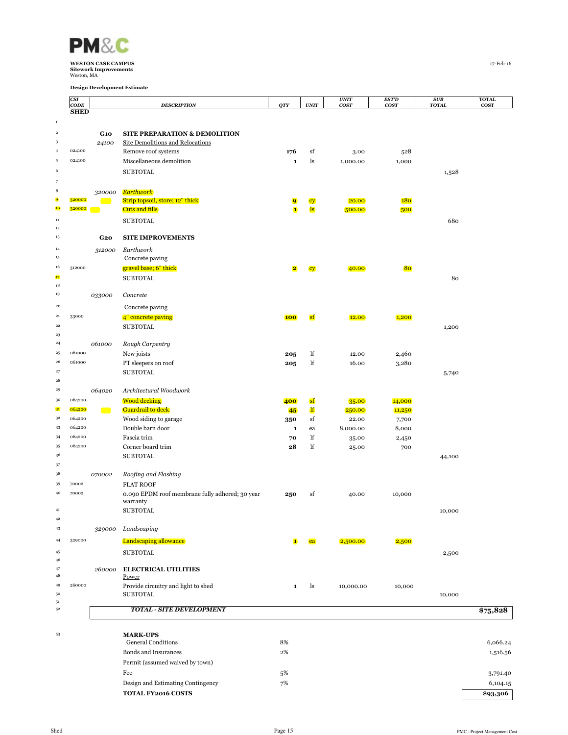**WESTON CASE CAMPUS**
**Sitework Improvements**
Weston, MA

17-Feb-16

**Design Development Estimate**

| | CSI CODE | | DESCRIPTION | QTY | UNIT | UNIT COST | EST'D COST | SUB TOTAL | TOTAL COST |
|---|---|---|---|---|---|---|---|---|---|
| | **SHED** | | | | | | | | |
| 1 | | | | | | | | | |
| 2 | | **G10** | **SITE PREPARATION & DEMOLITION** | | | | | | |
| 3 | | *24100* | Site Demolitions and Relocations | | | | | | |
| 4 | 024100 | | Remove roof systems | **176** | sf | 3.00 | 528 | | |
| 5 | 024100 | | Miscellaneous demolition | **1** | ls | 1,000.00 | 1,000 | | |
| 6 | | | SUBTOTAL | | | | | 1,528 | |
| 7 | | | | | | | | | |
| 8 | | *320000* | *Earthwork* | | | | | | |
| 9 | 320000 | | Strip topsoil, store; 12" thick | **9** | cy | 20.00 | 180 | | |
| 10 | 320000 | | Cuts and fills | **1** | ls | 500.00 | 500 | | |
| 11 | | | SUBTOTAL | | | | | 680 | |
| 12 | | | | | | | | | |
| 13 | | **G20** | **SITE IMPROVEMENTS** | | | | | | |
| 14 | | *312000* | *Earthwork* | | | | | | |
| 15 | | | Concrete paving | | | | | | |
| 16 | 312000 | | gravel base; 6" thick | **2** | cy | 40.00 | 80 | | |
| 17 | | | SUBTOTAL | | | | | 80 | |
| 18 | | | | | | | | | |
| 19 | | *033000* | *Concrete* | | | | | | |
| 20 | | | Concrete paving | | | | | | |
| 21 | 33000 | | 4" concrete paving | **100** | sf | 12.00 | 1,200 | | |
| 22 | | | SUBTOTAL | | | | | 1,200 | |
| 23 | | | | | | | | | |
| 24 | | *061000* | *Rough Carpentry* | | | | | | |
| 25 | 061000 | | New joists | **205** | lf | 12.00 | 2,460 | | |
| 26 | 061000 | | PT sleepers on roof | **205** | lf | 16.00 | 3,280 | | |
| 27 | | | SUBTOTAL | | | | | 5,740 | |
| 28 | | | | | | | | | |
| 29 | | *064020* | *Architectural Woodwork* | | | | | | |
| 30 | 064200 | | Wood decking | **400** | sf | 35.00 | 14,000 | | |
| 31 | 064200 | | Guardrail to deck | **45** | lf | 250.00 | 11,250 | | |
| 32 | 064200 | | Wood siding to garage | **350** | sf | 22.00 | 7,700 | | |
| 33 | 064200 | | Double barn door | **1** | ea | 8,000.00 | 8,000 | | |
| 34 | 064200 | | Fascia trim | **70** | lf | 35.00 | 2,450 | | |
| 35 | 064200 | | Corner board trim | **28** | lf | 25.00 | 700 | | |
| 36 | | | SUBTOTAL | | | | | 44,100 | |
| 37 | | | | | | | | | |
| 38 | | *070002* | *Roofing and Flashing* | | | | | | |
| 39 | 70002 | | FLAT ROOF | | | | | | |
| 40 | 70002 | | 0.090 EPDM roof membrane fully adhered; 30 year warranty | **250** | sf | 40.00 | 10,000 | | |
| 41 | | | SUBTOTAL | | | | | 10,000 | |
| 42 | | | | | | | | | |
| 43 | | *329000* | *Landscaping* | | | | | | |
| 44 | 329000 | | Landscaping allowance | **1** | ea | 2,500.00 | 2,500 | | |
| 45 | | | SUBTOTAL | | | | | 2,500 | |
| 46 | | | | | | | | | |
| 47 | | *260000* | **ELECTRICAL UTILITIES** | | | | | | |
| 48 | | | Power | | | | | | |
| 49 | 260000 | | Provide circuitry and light to shed | **1** | ls | 10,000.00 | 10,000 | | |
| 50 | | | SUBTOTAL | | | | | 10,000 | |
| 51 | | | | | | | | | |
| 52 | | | ***TOTAL - SITE DEVELOPMENT*** | | | | | | **$75,828** |
| 53 | | | **MARK-UPS** | | | | | | |
| | | | General Conditions | 8% | | | | | 6,066.24 |
| | | | Bonds and Insurances | 2% | | | | | 1,516.56 |
| | | | Permit (assumed waived by town) | | | | | | |
| | | | Fee | 5% | | | | | 3,791.40 |
| | | | Design and Estimating Contingency | 7% | | | | | 6,104.15 |
| | | | **TOTAL FY2016 COSTS** | | | | | | **$93,306** |

Shed

PMC - Project Management Cost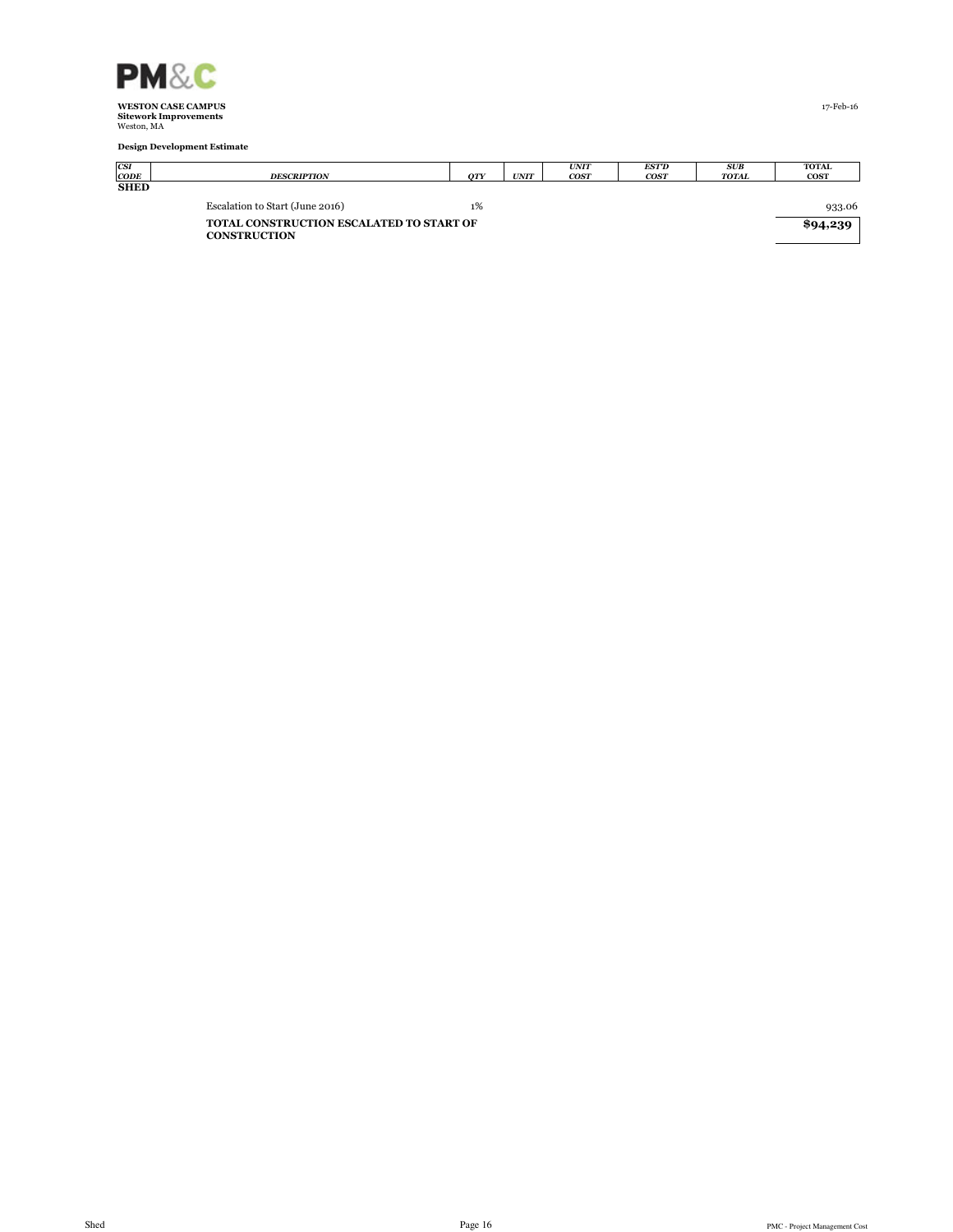**WESTON CASE CAMPUS**
**Sitework Improvements**
Weston, MA

17-Feb-16

**Design Development Estimate**

| *CSI CODE* | *DESCRIPTION* | *QTY* | *UNIT* | *UNIT COST* | *EST'D COST* | *SUB TOTAL* | **TOTAL COST** |
|---|---|---|---|---|---|---|---|
| **SHED** | | | | | | | |
| | Escalation to Start (June 2016) | 1% | | | | | 933.06 |
| | **TOTAL CONSTRUCTION ESCALATED TO START OF CONSTRUCTION** | | | | | | **$94,239** |